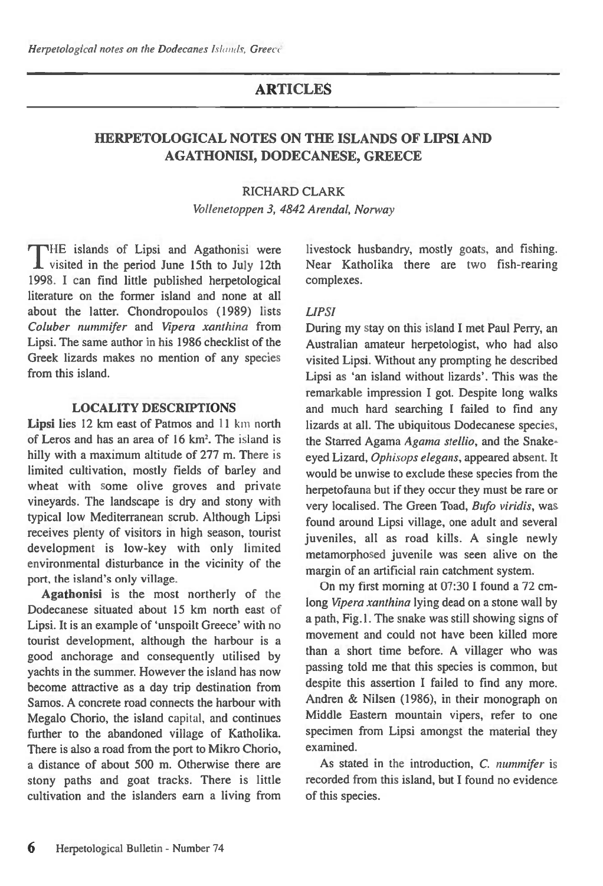## ARTICLES

# HERPETOLOGICAL NOTES ON THE ISLANDS OF LIPSI AND AGATHONISI, DODECANESE, GREECE

RICHARD CLARK

*Vollenetoppen 3, 4842 Arendal, Norway*

THE islands of Lipsi and Agathonisi were visited in the period June 15th to July 12th 1998. I can find little published herpetological literature on the former island and none at all about the latter. Chondropoulos (1989) lists *Coluber nummifer* and *Vipera xanthina* from Lipsi. The same author in his 1986 checklist of the Greek lizards makes no mention of any species from this island.

### LOCALITY DESCRIPTIONS

**Lipsi** lies 12 km east of Patmos and 11 km north of Leros and has an area of 16 km$^2$. The island is hilly with a maximum altitude of 277 m. There is limited cultivation, mostly fields of barley and wheat with some olive groves and private vineyards. The landscape is dry and stony with typical low Mediterranean scrub. Although Lipsi receives plenty of visitors in high season, tourist development is low-key with only limited environmental disturbance in the vicinity of the port, the island's only village.

**Agathonisi** is the most northerly of the Dodecanese situated about 15 km north east of Lipsi. It is an example of 'unspoilt Greece' with no tourist development, although the harbour is a good anchorage and consequently utilised by yachts in the summer. However the island has now become attractive as a day trip destination from Samos. A concrete road connects the harbour with Megalo Chorio, the island capital, and continues further to the abandoned village of Katholika. There is also a road from the port to Mikro Chorio, a distance of about 500 m. Otherwise there are stony paths and goat tracks. There is little cultivation and the islanders earn a living from livestock husbandry, mostly goats, and fishing. Near Katholika there are two fish-rearing complexes.

### *LIPSI*

During my stay on this island I met Paul Perry, an Australian amateur herpetologist, who had also visited Lipsi. Without any prompting he described Lipsi as 'an island without lizards'. This was the remarkable impression I got. Despite long walks and much hard searching I failed to find any lizards at all. The ubiquitous Dodecanese species, the Starred Agama *Agama stellio*, and the Snake-eyed Lizard, *Ophisops elegans*, appeared absent. It would be unwise to exclude these species from the herpetofauna but if they occur they must be rare or very localised. The Green Toad, *Bufo viridis*, was found around Lipsi village, one adult and several juveniles, all as road kills. A single newly metamorphosed juvenile was seen alive on the margin of an artificial rain catchment system.

On my first morning at 07:30 I found a 72 cm-long *Vipera xanthina* lying dead on a stone wall by a path, Fig.1. The snake was still showing signs of movement and could not have been killed more than a short time before. A villager who was passing told me that this species is common, but despite this assertion I failed to find any more. Andren & Nilsen (1986), in their monograph on Middle Eastern mountain vipers, refer to one specimen from Lipsi amongst the material they examined.

As stated in the introduction, *C. nummifer* is recorded from this island, but I found no evidence of this species.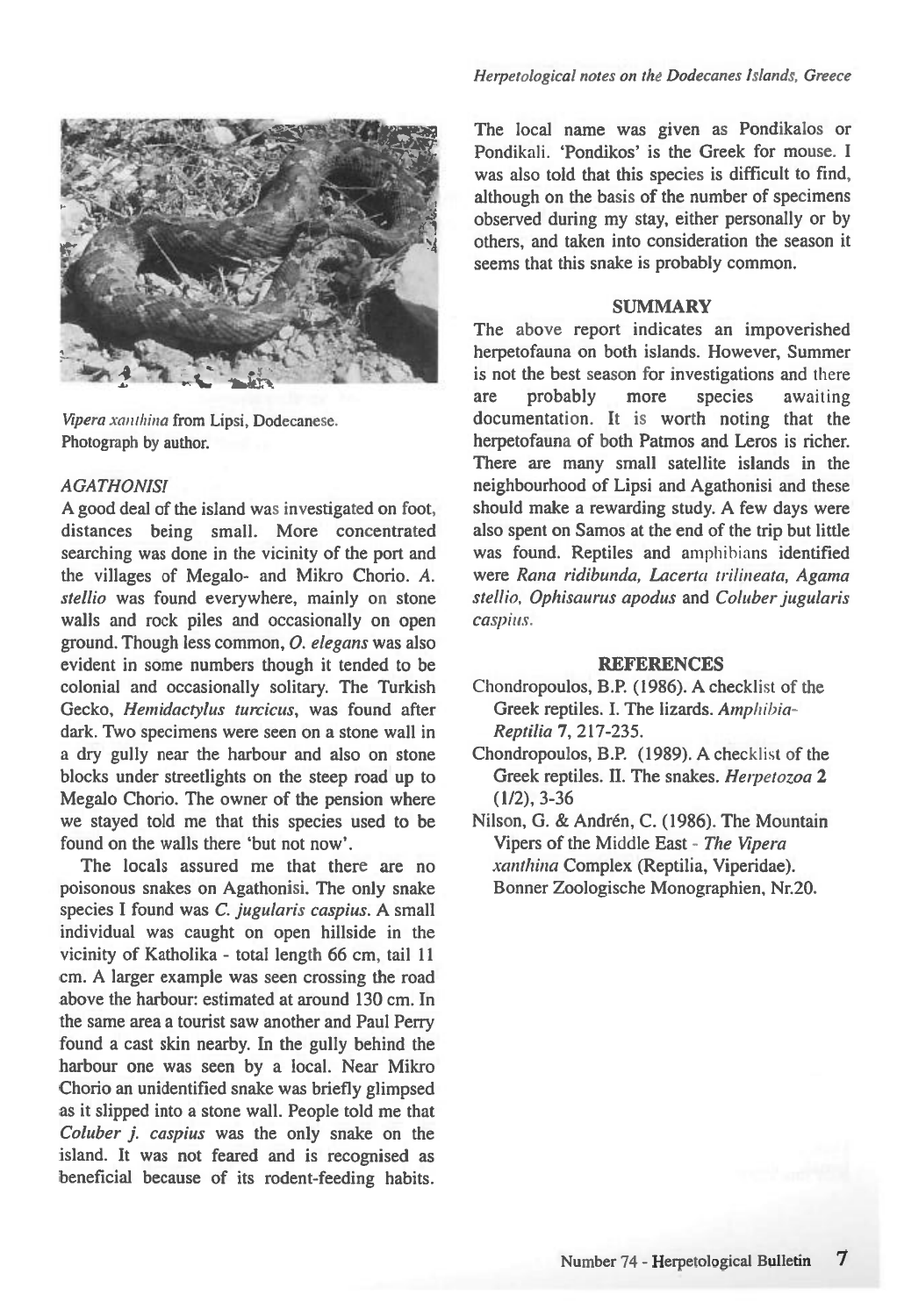*Vipera xanthina* from Lipsi, Dodecanese. Photograph by author.

### *AGATHONISI*

A good deal of the island was investigated on foot, distances being small. More concentrated searching was done in the vicinity of the port and the villages of Megalo- and Mikro Chorio. *A. stellio* was found everywhere, mainly on stone walls and rock piles and occasionally on open ground. Though less common, *O. elegans* was also evident in some numbers though it tended to be colonial and occasionally solitary. The Turkish Gecko, *Hemidactylus turcicus*, was found after dark. Two specimens were seen on a stone wall in a dry gully near the harbour and also on stone blocks under streetlights on the steep road up to Megalo Chorio. The owner of the pension where we stayed told me that this species used to be found on the walls there 'but not now'.

The locals assured me that there are no poisonous snakes on Agathonisi. The only snake species I found was *C. jugularis caspius*. A small individual was caught on open hillside in the vicinity of Katholika - total length 66 cm, tail 11 cm. A larger example was seen crossing the road above the harbour: estimated at around 130 cm. In the same area a tourist saw another and Paul Perry found a cast skin nearby. In the gully behind the harbour one was seen by a local. Near Mikro Chorio an unidentified snake was briefly glimpsed as it slipped into a stone wall. People told me that *Coluber j. caspius* was the only snake on the island. It was not feared and is recognised as beneficial because of its rodent-feeding habits. The local name was given as Pondikalos or Pondikali. 'Pondikos' is the Greek for mouse. I was also told that this species is difficult to find, although on the basis of the number of specimens observed during my stay, either personally or by others, and taken into consideration the season it seems that this snake is probably common.

## SUMMARY

The above report indicates an impoverished herpetofauna on both islands. However, Summer is not the best season for investigations and there are probably more species awaiting documentation. It is worth noting that the herpetofauna of both Patmos and Leros is richer. There are many small satellite islands in the neighbourhood of Lipsi and Agathonisi and these should make a rewarding study. A few days were also spent on Samos at the end of the trip but little was found. Reptiles and amphibians identified were *Rana ridibunda, Lacerta trilineata, Agama stellio, Ophisaurus apodus* and *Coluber jugularis caspius*.

## REFERENCES

Chondropoulos, B.P. (1986). A checklist of the Greek reptiles. I. The lizards. *Amphibia-Reptilia* 7, 217-235.

Chondropoulos, B.P. (1989). A checklist of the Greek reptiles. II. The snakes. *Herpetozoa* 2 (1/2), 3-36

Nilson, G. & Andrén, C. (1986). The Mountain Vipers of the Middle East - *The Vipera xanthina* Complex (Reptilia, Viperidae). Bonner Zoologische Monographien, Nr.20.